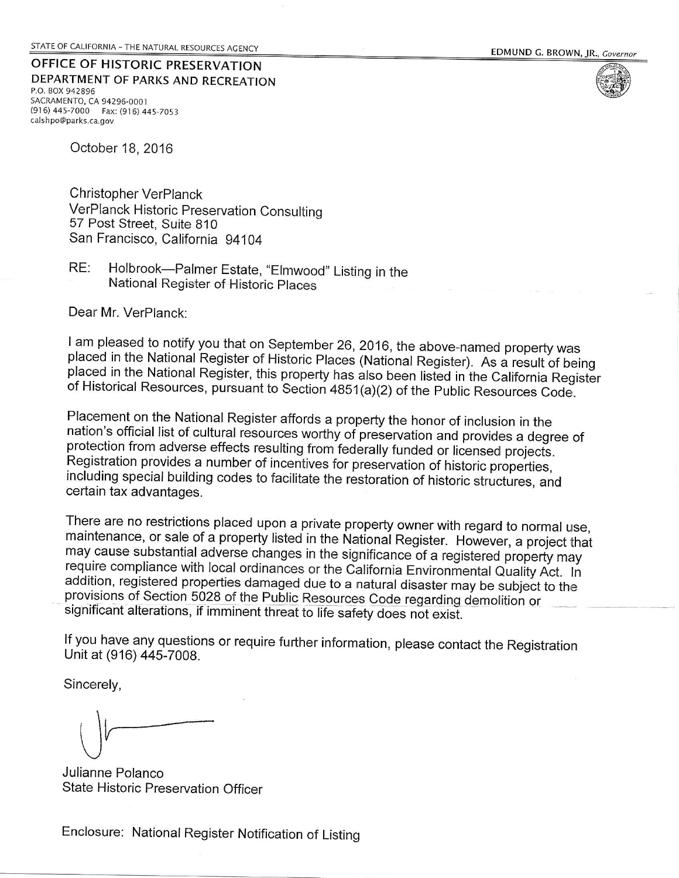STATE OF CALIFORNIA – THE NATURAL RESOURCES AGENCY

EDMUND G. BROWN, JR., *Governor*

**OFFICE OF HISTORIC PRESERVATION**
**DEPARTMENT OF PARKS AND RECREATION**
P.O. BOX 942896
SACRAMENTO, CA 94296-0001
(916) 445-7000 Fax: (916) 445-7053
calshpo@parks.ca.gov

October 18, 2016

Christopher VerPlanck
VerPlanck Historic Preservation Consulting
57 Post Street, Suite 810
San Francisco, California 94104

RE: Holbrook—Palmer Estate, "Elmwood" Listing in the National Register of Historic Places

Dear Mr. VerPlanck:

I am pleased to notify you that on September 26, 2016, the above-named property was placed in the National Register of Historic Places (National Register). As a result of being placed in the National Register, this property has also been listed in the California Register of Historical Resources, pursuant to Section 4851(a)(2) of the Public Resources Code.

Placement on the National Register affords a property the honor of inclusion in the nation's official list of cultural resources worthy of preservation and provides a degree of protection from adverse effects resulting from federally funded or licensed projects. Registration provides a number of incentives for preservation of historic properties, including special building codes to facilitate the restoration of historic structures, and certain tax advantages.

There are no restrictions placed upon a private property owner with regard to normal use, maintenance, or sale of a property listed in the National Register. However, a project that may cause substantial adverse changes in the significance of a registered property may require compliance with local ordinances or the California Environmental Quality Act. In addition, registered properties damaged due to a natural disaster may be subject to the provisions of Section 5028 of the Public Resources Code regarding demolition or significant alterations, if imminent threat to life safety does not exist.

If you have any questions or require further information, please contact the Registration Unit at (916) 445-7008.

Sincerely,

Julianne Polanco
State Historic Preservation Officer

Enclosure: National Register Notification of Listing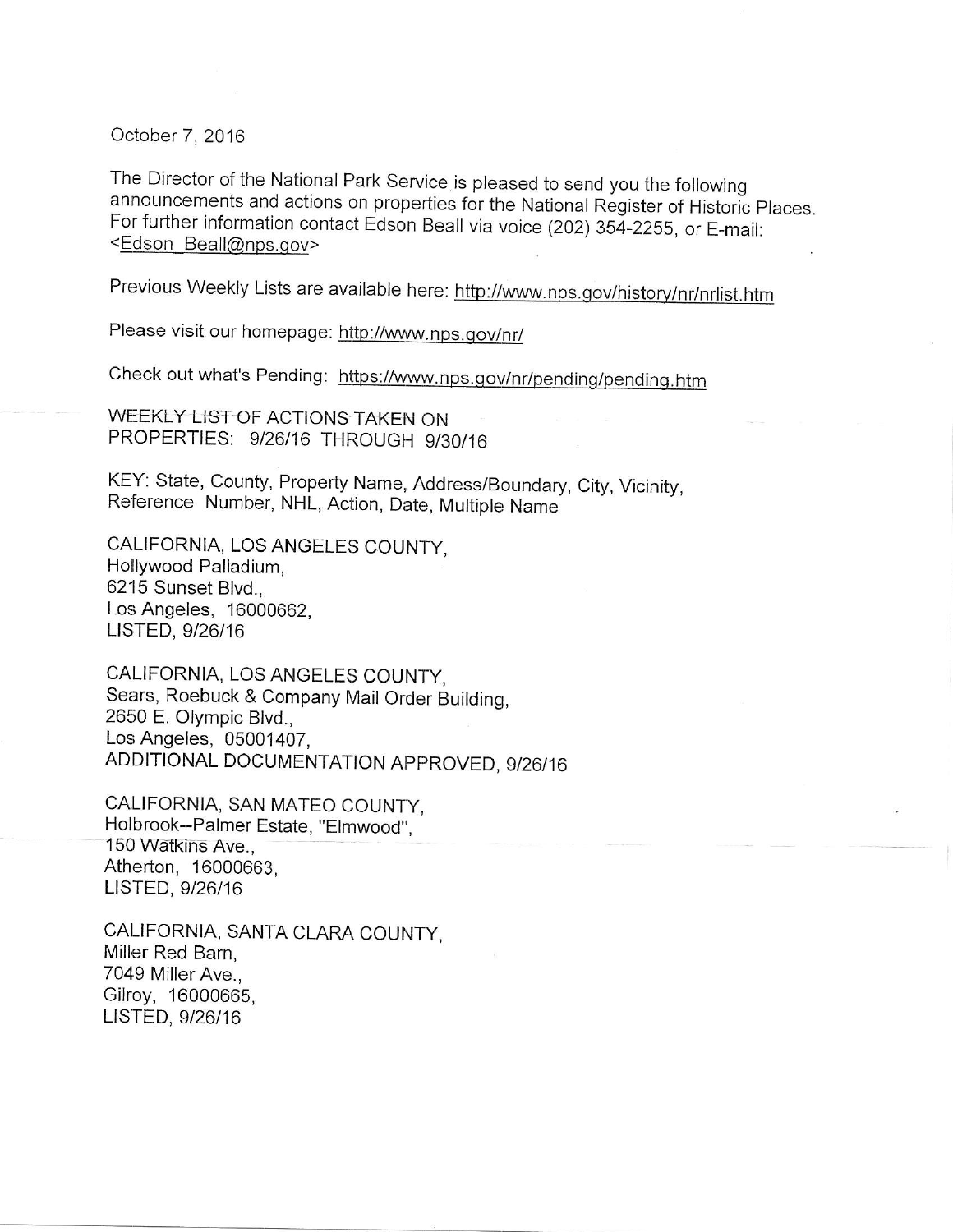October 7, 2016

The Director of the National Park Service is pleased to send you the following announcements and actions on properties for the National Register of Historic Places. For further information contact Edson Beall via voice (202) 354-2255, or E-mail: <Edson_Beall@nps.gov>

Previous Weekly Lists are available here: http://www.nps.gov/history/nr/nrlist.htm

Please visit our homepage: http://www.nps.gov/nr/

Check out what's Pending: https://www.nps.gov/nr/pending/pending.htm

WEEKLY LIST OF ACTIONS TAKEN ON
PROPERTIES: 9/26/16 THROUGH 9/30/16

KEY: State, County, Property Name, Address/Boundary, City, Vicinity, Reference Number, NHL, Action, Date, Multiple Name

CALIFORNIA, LOS ANGELES COUNTY,
Hollywood Palladium,
6215 Sunset Blvd.,
Los Angeles, 16000662,
LISTED, 9/26/16

CALIFORNIA, LOS ANGELES COUNTY,
Sears, Roebuck & Company Mail Order Building,
2650 E. Olympic Blvd.,
Los Angeles, 05001407,
ADDITIONAL DOCUMENTATION APPROVED, 9/26/16

CALIFORNIA, SAN MATEO COUNTY,
Holbrook--Palmer Estate, "Elmwood",
150 Watkins Ave.,
Atherton, 16000663,
LISTED, 9/26/16

CALIFORNIA, SANTA CLARA COUNTY,
Miller Red Barn,
7049 Miller Ave.,
Gilroy, 16000665,
LISTED, 9/26/16